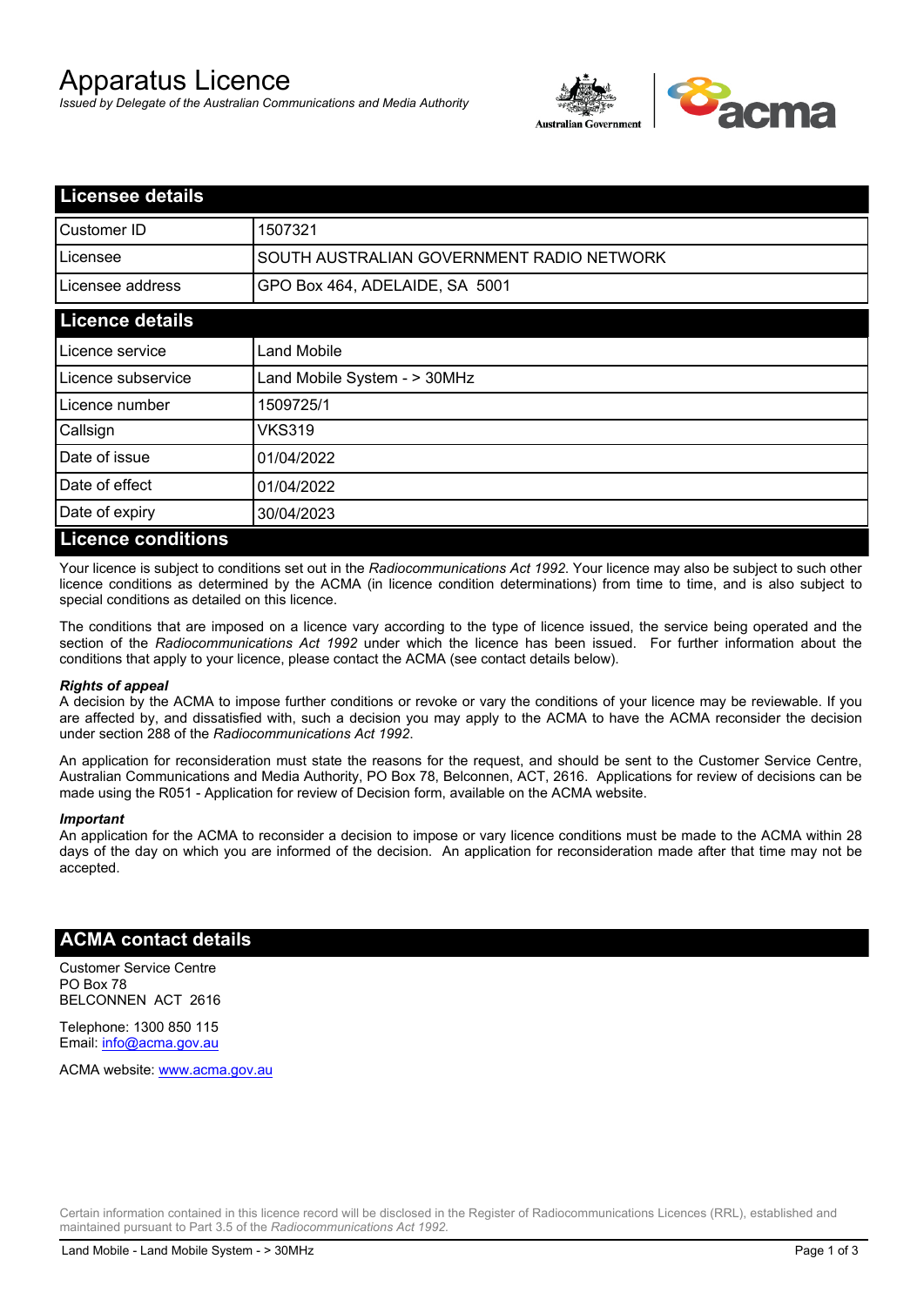# Apparatus Licence

*Issued by Delegate of the Australian Communications and Media Authority*

## Licensee details

| | |
|---|---|
| Customer ID | 1507321 |
| Licensee | SOUTH AUSTRALIAN GOVERNMENT RADIO NETWORK |
| Licensee address | GPO Box 464, ADELAIDE, SA 5001 |

## Licence details

| | |
|---|---|
| Licence service | Land Mobile |
| Licence subservice | Land Mobile System - > 30MHz |
| Licence number | 1509725/1 |
| Callsign | VKS319 |
| Date of issue | 01/04/2022 |
| Date of effect | 01/04/2022 |
| Date of expiry | 30/04/2023 |

## Licence conditions

Your licence is subject to conditions set out in the *Radiocommunications Act 1992*. Your licence may also be subject to such other licence conditions as determined by the ACMA (in licence condition determinations) from time to time, and is also subject to special conditions as detailed on this licence.

The conditions that are imposed on a licence vary according to the type of licence issued, the service being operated and the section of the *Radiocommunications Act 1992* under which the licence has been issued. For further information about the conditions that apply to your licence, please contact the ACMA (see contact details below).

***Rights of appeal***

A decision by the ACMA to impose further conditions or revoke or vary the conditions of your licence may be reviewable. If you are affected by, and dissatisfied with, such a decision you may apply to the ACMA to have the ACMA reconsider the decision under section 288 of the *Radiocommunications Act 1992*.

An application for reconsideration must state the reasons for the request, and should be sent to the Customer Service Centre, Australian Communications and Media Authority, PO Box 78, Belconnen, ACT, 2616. Applications for review of decisions can be made using the R051 - Application for review of Decision form, available on the ACMA website.

***Important***

An application for the ACMA to reconsider a decision to impose or vary licence conditions must be made to the ACMA within 28 days of the day on which you are informed of the decision. An application for reconsideration made after that time may not be accepted.

## ACMA contact details

Customer Service Centre
PO Box 78
BELCONNEN ACT 2616

Telephone: 1300 850 115
Email: info@acma.gov.au

ACMA website: www.acma.gov.au

Certain information contained in this licence record will be disclosed in the Register of Radiocommunications Licences (RRL), established and maintained pursuant to Part 3.5 of the *Radiocommunications Act 1992.*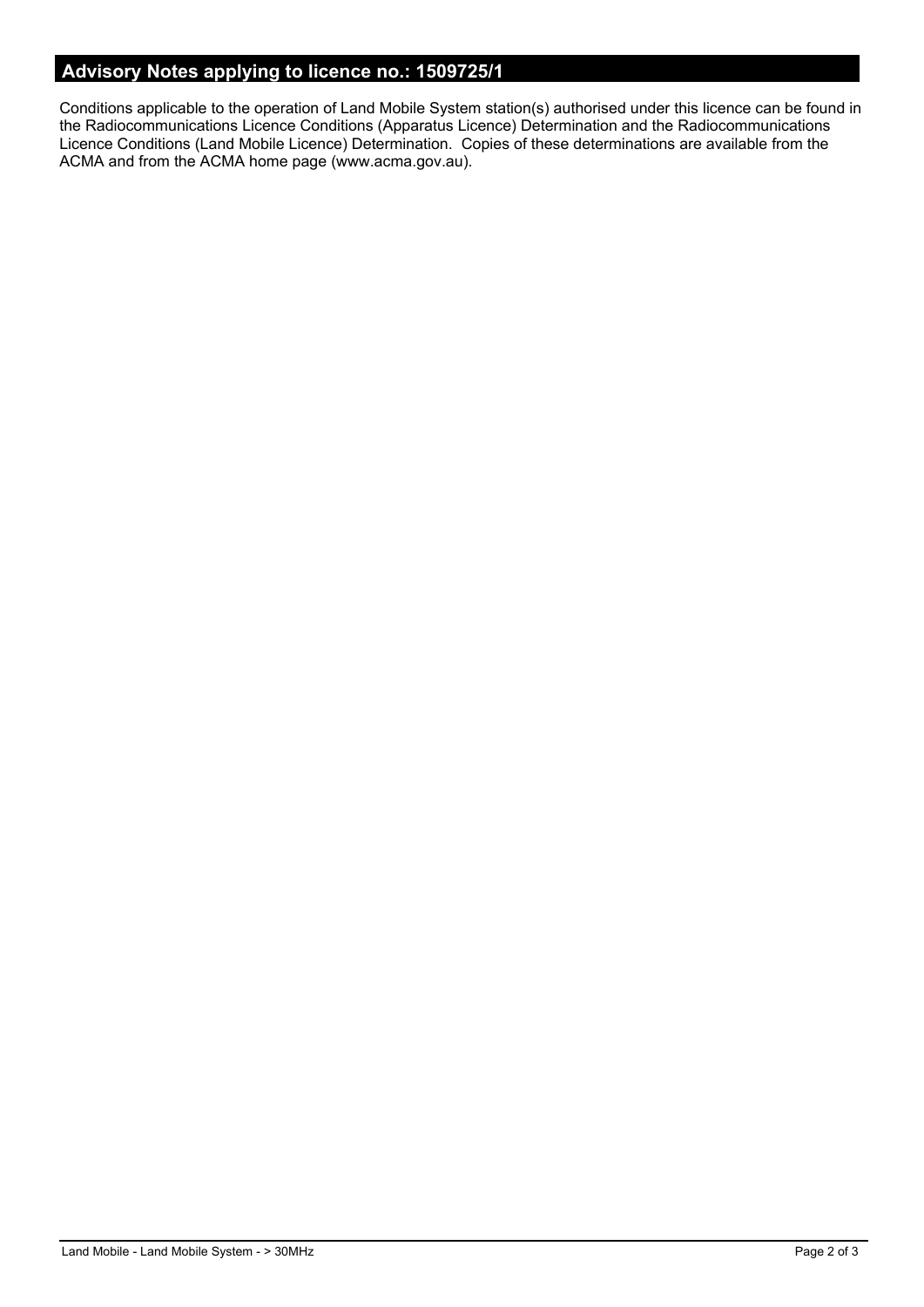## Advisory Notes applying to licence no.: 1509725/1

Conditions applicable to the operation of Land Mobile System station(s) authorised under this licence can be found in the Radiocommunications Licence Conditions (Apparatus Licence) Determination and the Radiocommunications Licence Conditions (Land Mobile Licence) Determination. Copies of these determinations are available from the ACMA and from the ACMA home page (www.acma.gov.au).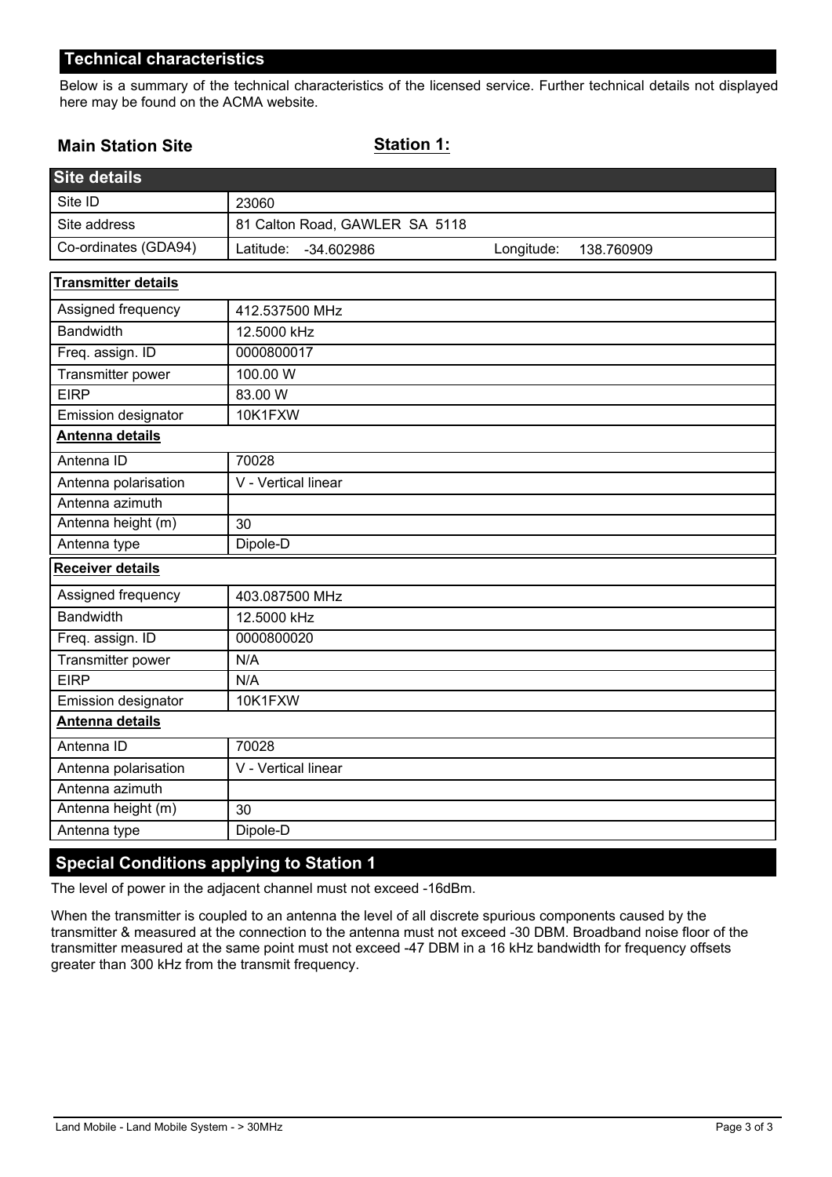## Technical characteristics

Below is a summary of the technical characteristics of the licensed service. Further technical details not displayed here may be found on the ACMA website.

**Main Station Site** **Station 1:**

| Site details | |
|---|---|
| Site ID | 23060 |
| Site address | 81 Calton Road, GAWLER SA 5118 |
| Co-ordinates (GDA94) | Latitude: -34.602986 Longitude: 138.760909 |

| Transmitter details | |
|---|---|
| Assigned frequency | 412.537500 MHz |
| Bandwidth | 12.5000 kHz |
| Freq. assign. ID | 0000800017 |
| Transmitter power | 100.00 W |
| EIRP | 83.00 W |
| Emission designator | 10K1FXW |
| **Antenna details** | |
| Antenna ID | 70028 |
| Antenna polarisation | V - Vertical linear |
| Antenna azimuth | |
| Antenna height (m) | 30 |
| Antenna type | Dipole-D |

| Receiver details | |
|---|---|
| Assigned frequency | 403.087500 MHz |
| Bandwidth | 12.5000 kHz |
| Freq. assign. ID | 0000800020 |
| Transmitter power | N/A |
| EIRP | N/A |
| Emission designator | 10K1FXW |
| **Antenna details** | |
| Antenna ID | 70028 |
| Antenna polarisation | V - Vertical linear |
| Antenna azimuth | |
| Antenna height (m) | 30 |
| Antenna type | Dipole-D |

## Special Conditions applying to Station 1

The level of power in the adjacent channel must not exceed -16dBm.

When the transmitter is coupled to an antenna the level of all discrete spurious components caused by the transmitter & measured at the connection to the antenna must not exceed -30 DBM. Broadband noise floor of the transmitter measured at the same point must not exceed -47 DBM in a 16 kHz bandwidth for frequency offsets greater than 300 kHz from the transmit frequency.